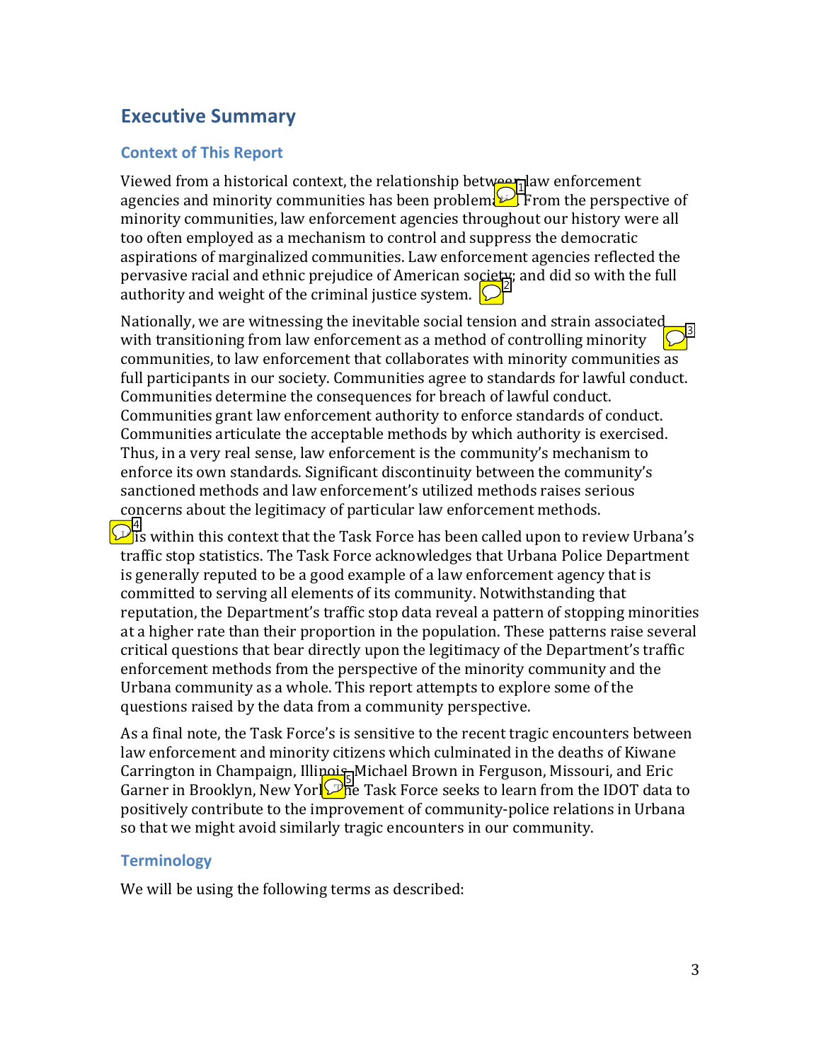## Executive Summary

### Context of This Report

Viewed from a historical context, the relationship between law enforcement agencies and minority communities has been problematic. From the perspective of minority communities, law enforcement agencies throughout our history were all too often employed as a mechanism to control and suppress the democratic aspirations of marginalized communities. Law enforcement agencies reflected the pervasive racial and ethnic prejudice of American society; and did so with the full authority and weight of the criminal justice system.

Nationally, we are witnessing the inevitable social tension and strain associated with transitioning from law enforcement as a method of controlling minority communities, to law enforcement that collaborates with minority communities as full participants in our society. Communities agree to standards for lawful conduct. Communities determine the consequences for breach of lawful conduct. Communities grant law enforcement authority to enforce standards of conduct. Communities articulate the acceptable methods by which authority is exercised. Thus, in a very real sense, law enforcement is the community's mechanism to enforce its own standards. Significant discontinuity between the community's sanctioned methods and law enforcement's utilized methods raises serious concerns about the legitimacy of particular law enforcement methods.

It is within this context that the Task Force has been called upon to review Urbana's traffic stop statistics. The Task Force acknowledges that Urbana Police Department is generally reputed to be a good example of a law enforcement agency that is committed to serving all elements of its community. Notwithstanding that reputation, the Department's traffic stop data reveal a pattern of stopping minorities at a higher rate than their proportion in the population. These patterns raise several critical questions that bear directly upon the legitimacy of the Department's traffic enforcement methods from the perspective of the minority community and the Urbana community as a whole. This report attempts to explore some of the questions raised by the data from a community perspective.

As a final note, the Task Force's is sensitive to the recent tragic encounters between law enforcement and minority citizens which culminated in the deaths of Kiwane Carrington in Champaign, Illinois, Michael Brown in Ferguson, Missouri, and Eric Garner in Brooklyn, New York. The Task Force seeks to learn from the IDOT data to positively contribute to the improvement of community-police relations in Urbana so that we might avoid similarly tragic encounters in our community.

### Terminology

We will be using the following terms as described: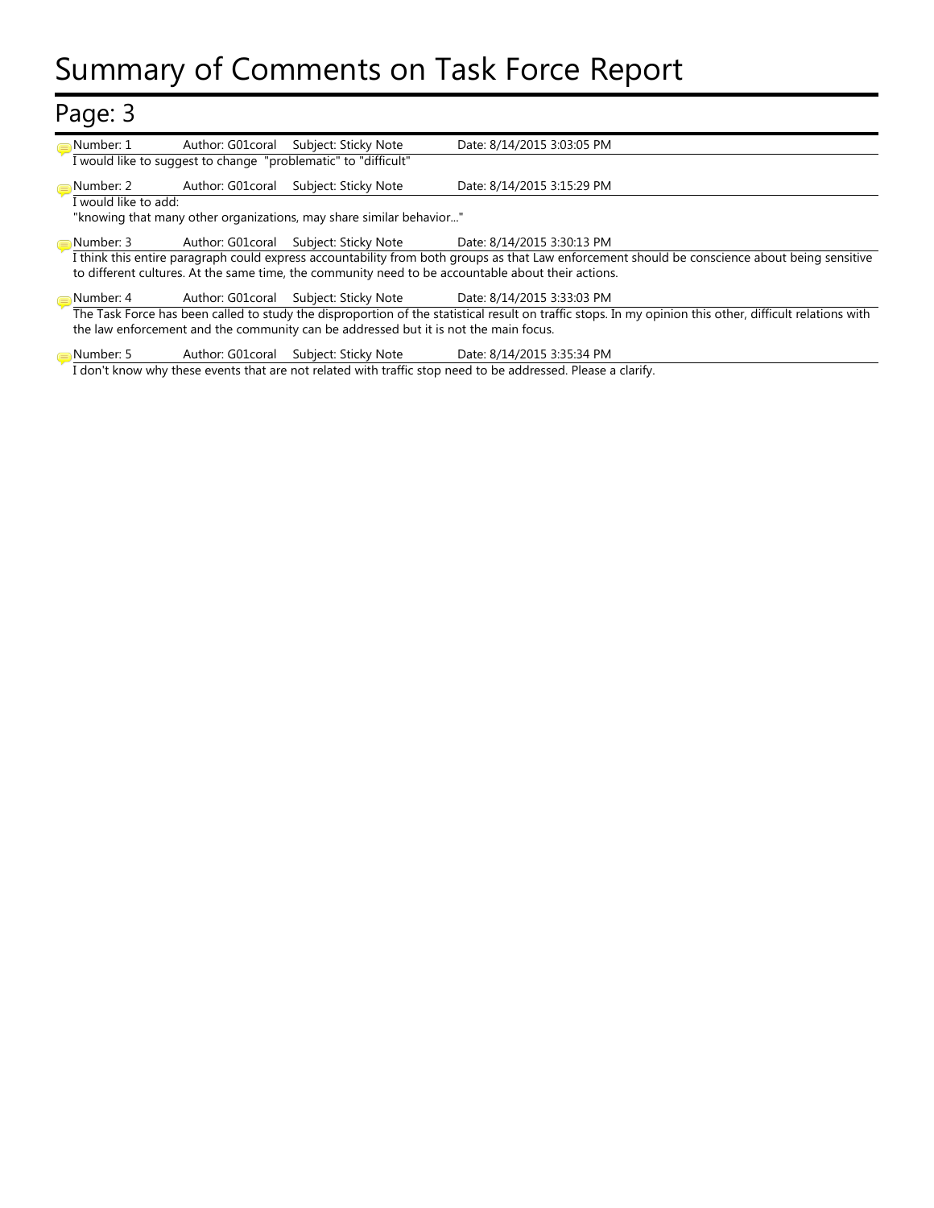# Summary of Comments on Task Force Report

## Page: 3

Number: 1 Author: G01coral Subject: Sticky Note Date: 8/14/2015 3:03:05 PM

I would like to suggest to change "problematic" to "difficult"

Number: 2 Author: G01coral Subject: Sticky Note Date: 8/14/2015 3:15:29 PM

I would like to add:
"knowing that many other organizations, may share similar behavior..."

Number: 3 Author: G01coral Subject: Sticky Note Date: 8/14/2015 3:30:13 PM

I think this entire paragraph could express accountability from both groups as that Law enforcement should be conscience about being sensitive to different cultures. At the same time, the community need to be accountable about their actions.

Number: 4 Author: G01coral Subject: Sticky Note Date: 8/14/2015 3:33:03 PM

The Task Force has been called to study the disproportion of the statistical result on traffic stops. In my opinion this other, difficult relations with the law enforcement and the community can be addressed but it is not the main focus.

Number: 5 Author: G01coral Subject: Sticky Note Date: 8/14/2015 3:35:34 PM

I don't know why these events that are not related with traffic stop need to be addressed. Please a clarify.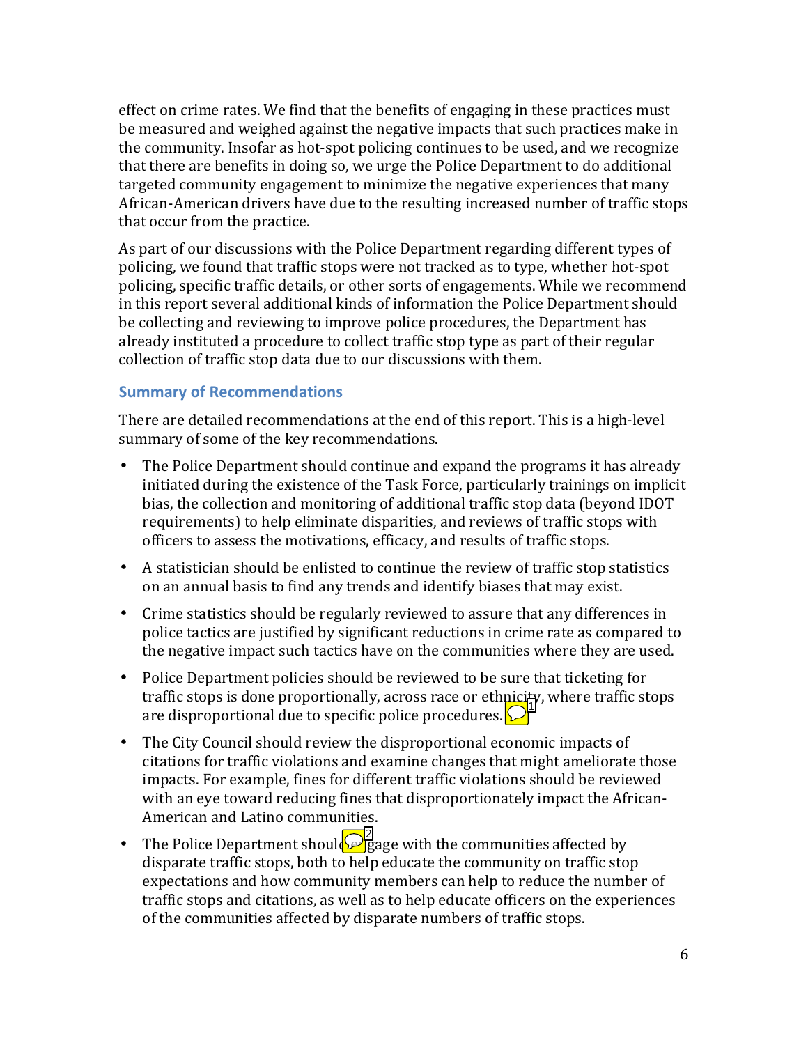effect on crime rates. We find that the benefits of engaging in these practices must be measured and weighed against the negative impacts that such practices make in the community. Insofar as hot-spot policing continues to be used, and we recognize that there are benefits in doing so, we urge the Police Department to do additional targeted community engagement to minimize the negative experiences that many African-American drivers have due to the resulting increased number of traffic stops that occur from the practice.

As part of our discussions with the Police Department regarding different types of policing, we found that traffic stops were not tracked as to type, whether hot-spot policing, specific traffic details, or other sorts of engagements. While we recommend in this report several additional kinds of information the Police Department should be collecting and reviewing to improve police procedures, the Department has already instituted a procedure to collect traffic stop type as part of their regular collection of traffic stop data due to our discussions with them.

## Summary of Recommendations

There are detailed recommendations at the end of this report. This is a high-level summary of some of the key recommendations.

- The Police Department should continue and expand the programs it has already initiated during the existence of the Task Force, particularly trainings on implicit bias, the collection and monitoring of additional traffic stop data (beyond IDOT requirements) to help eliminate disparities, and reviews of traffic stops with officers to assess the motivations, efficacy, and results of traffic stops.
- A statistician should be enlisted to continue the review of traffic stop statistics on an annual basis to find any trends and identify biases that may exist.
- Crime statistics should be regularly reviewed to assure that any differences in police tactics are justified by significant reductions in crime rate as compared to the negative impact such tactics have on the communities where they are used.
- Police Department policies should be reviewed to be sure that ticketing for traffic stops is done proportionally, across race or ethnicity, where traffic stops are disproportional due to specific police procedures.
- The City Council should review the disproportional economic impacts of citations for traffic violations and examine changes that might ameliorate those impacts. For example, fines for different traffic violations should be reviewed with an eye toward reducing fines that disproportionately impact the African-American and Latino communities.
- The Police Department should engage with the communities affected by disparate traffic stops, both to help educate the community on traffic stop expectations and how community members can help to reduce the number of traffic stops and citations, as well as to help educate officers on the experiences of the communities affected by disparate numbers of traffic stops.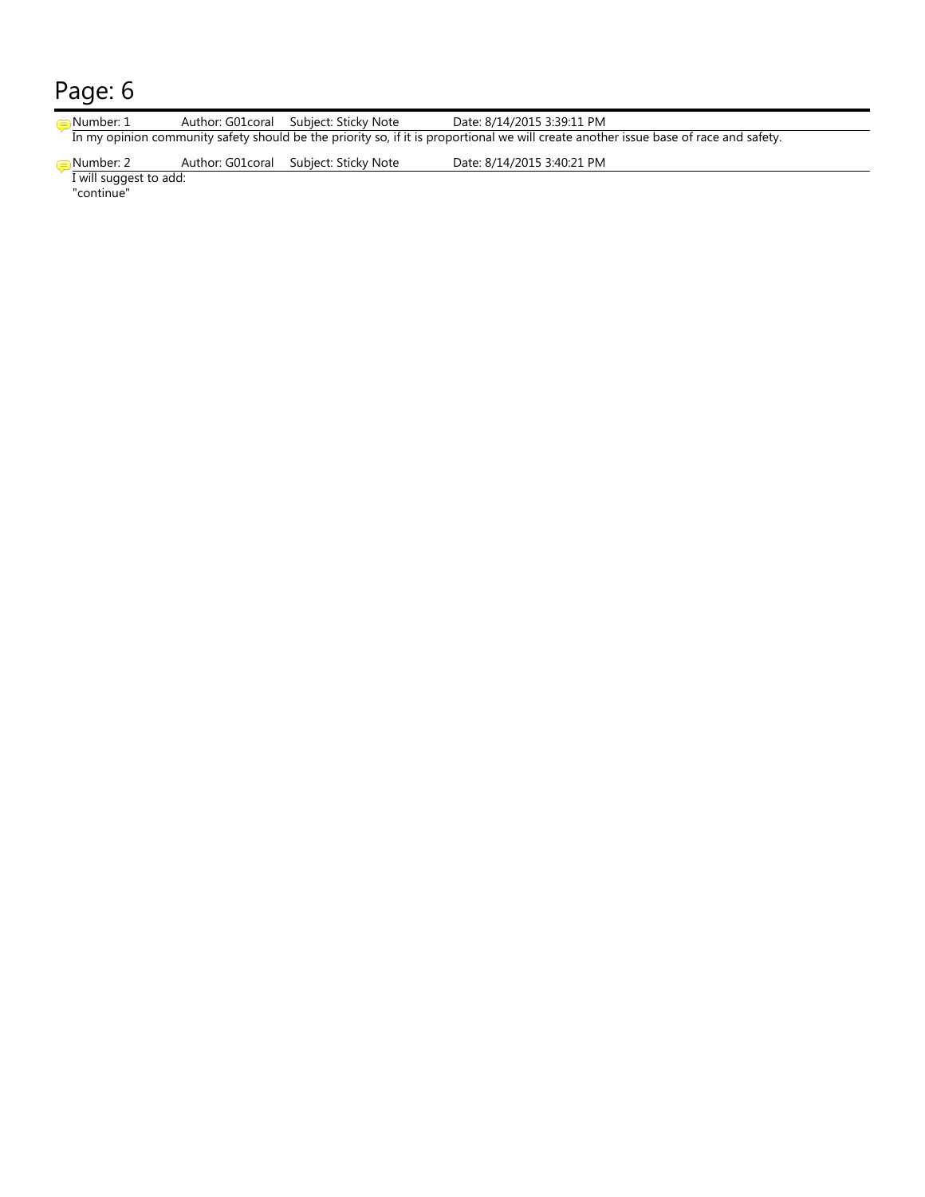# Page: 6

Number: 1 Author: G01coral Subject: Sticky Note Date: 8/14/2015 3:39:11 PM

In my opinion community safety should be the priority so, if it is proportional we will create another issue base of race and safety.

Number: 2 Author: G01coral Subject: Sticky Note Date: 8/14/2015 3:40:21 PM

I will suggest to add:
"continue"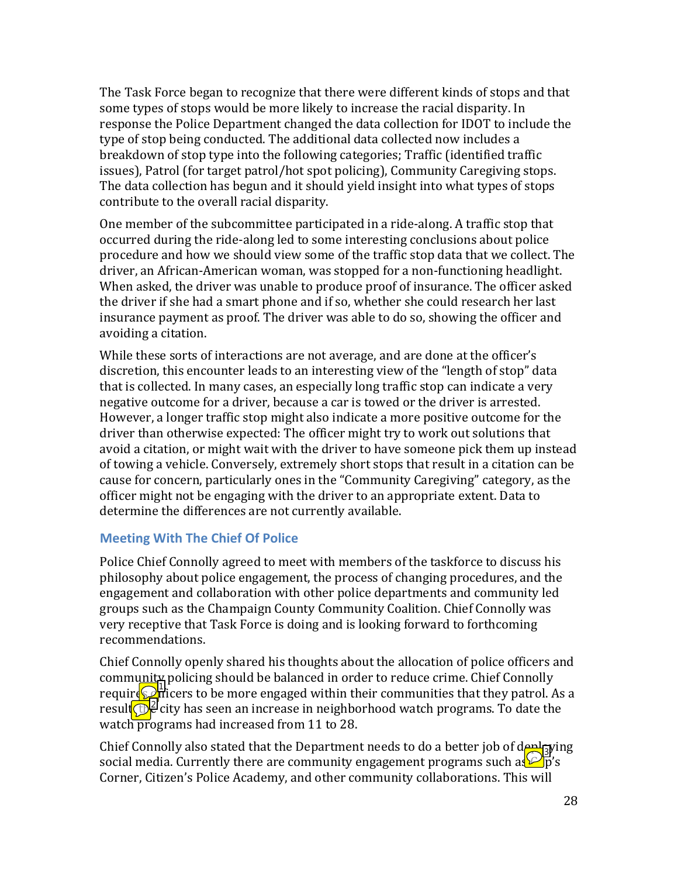The Task Force began to recognize that there were different kinds of stops and that some types of stops would be more likely to increase the racial disparity. In response the Police Department changed the data collection for IDOT to include the type of stop being conducted. The additional data collected now includes a breakdown of stop type into the following categories; Traffic (identified traffic issues), Patrol (for target patrol/hot spot policing), Community Caregiving stops. The data collection has begun and it should yield insight into what types of stops contribute to the overall racial disparity.

One member of the subcommittee participated in a ride-along. A traffic stop that occurred during the ride-along led to some interesting conclusions about police procedure and how we should view some of the traffic stop data that we collect. The driver, an African-American woman, was stopped for a non-functioning headlight. When asked, the driver was unable to produce proof of insurance. The officer asked the driver if she had a smart phone and if so, whether she could research her last insurance payment as proof. The driver was able to do so, showing the officer and avoiding a citation.

While these sorts of interactions are not average, and are done at the officer's discretion, this encounter leads to an interesting view of the "length of stop" data that is collected. In many cases, an especially long traffic stop can indicate a very negative outcome for a driver, because a car is towed or the driver is arrested. However, a longer traffic stop might also indicate a more positive outcome for the driver than otherwise expected: The officer might try to work out solutions that avoid a citation, or might wait with the driver to have someone pick them up instead of towing a vehicle. Conversely, extremely short stops that result in a citation can be cause for concern, particularly ones in the "Community Caregiving" category, as the officer might not be engaging with the driver to an appropriate extent. Data to determine the differences are not currently available.

### Meeting With The Chief Of Police

Police Chief Connolly agreed to meet with members of the taskforce to discuss his philosophy about police engagement, the process of changing procedures, and the engagement and collaboration with other police departments and community led groups such as the Champaign County Community Coalition. Chief Connolly was very receptive that Task Force is doing and is looking forward to forthcoming recommendations.

Chief Connolly openly shared his thoughts about the allocation of police officers and community policing should be balanced in order to reduce crime. Chief Connolly required officers to be more engaged within their communities that they patrol. As a result the city has seen an increase in neighborhood watch programs. To date the watch programs had increased from 11 to 28.

Chief Connolly also stated that the Department needs to do a better job of deploying social media. Currently there are community engagement programs such as Cop's Corner, Citizen's Police Academy, and other community collaborations. This will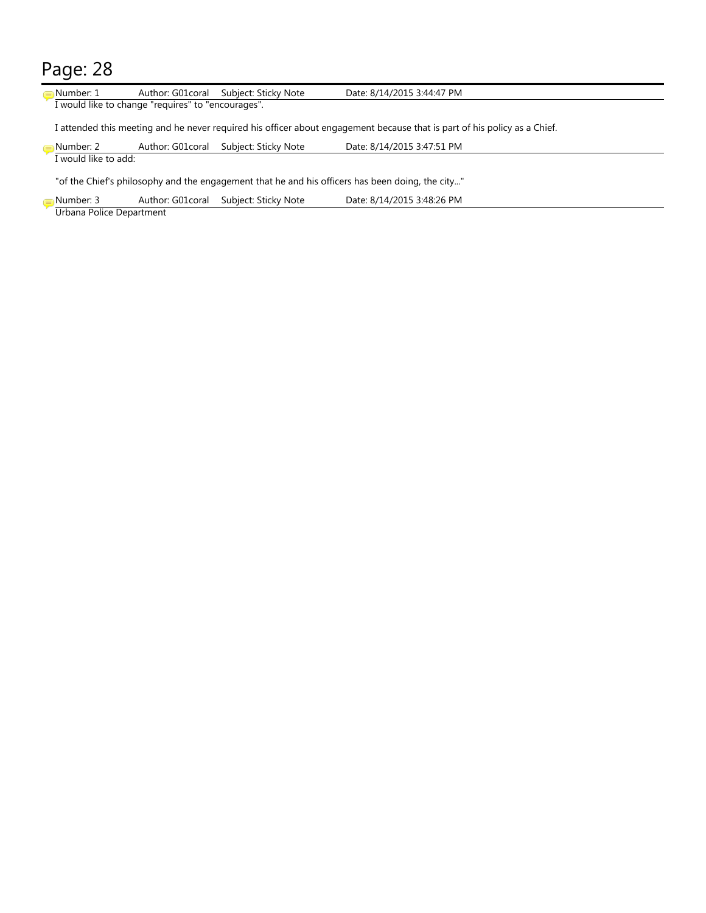# Page: 28

Number: 1 Author: G01coral Subject: Sticky Note Date: 8/14/2015 3:44:47 PM

I would like to change "requires" to "encourages".

I attended this meeting and he never required his officer about engagement because that is part of his policy as a Chief.

Number: 2 Author: G01coral Subject: Sticky Note Date: 8/14/2015 3:47:51 PM

I would like to add:

"of the Chief's philosophy and the engagement that he and his officers has been doing, the city..."

Number: 3 Author: G01coral Subject: Sticky Note Date: 8/14/2015 3:48:26 PM

Urbana Police Department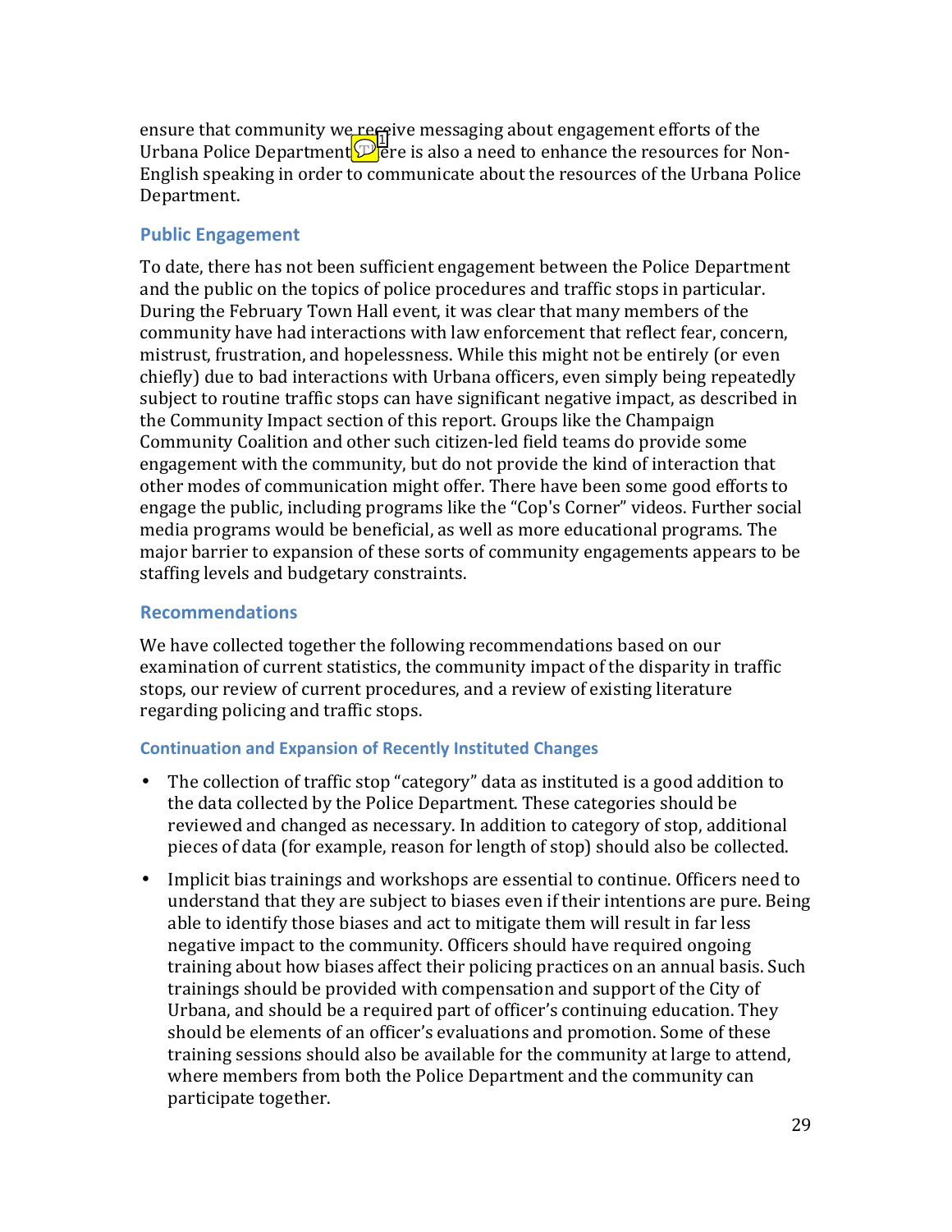ensure that community we receive messaging about engagement efforts of the Urbana Police Department. There is also a need to enhance the resources for Non-English speaking in order to communicate about the resources of the Urbana Police Department.

## Public Engagement

To date, there has not been sufficient engagement between the Police Department and the public on the topics of police procedures and traffic stops in particular. During the February Town Hall event, it was clear that many members of the community have had interactions with law enforcement that reflect fear, concern, mistrust, frustration, and hopelessness. While this might not be entirely (or even chiefly) due to bad interactions with Urbana officers, even simply being repeatedly subject to routine traffic stops can have significant negative impact, as described in the Community Impact section of this report. Groups like the Champaign Community Coalition and other such citizen-led field teams do provide some engagement with the community, but do not provide the kind of interaction that other modes of communication might offer. There have been some good efforts to engage the public, including programs like the "Cop's Corner" videos. Further social media programs would be beneficial, as well as more educational programs. The major barrier to expansion of these sorts of community engagements appears to be staffing levels and budgetary constraints.

## Recommendations

We have collected together the following recommendations based on our examination of current statistics, the community impact of the disparity in traffic stops, our review of current procedures, and a review of existing literature regarding policing and traffic stops.

### Continuation and Expansion of Recently Instituted Changes

- The collection of traffic stop "category" data as instituted is a good addition to the data collected by the Police Department. These categories should be reviewed and changed as necessary. In addition to category of stop, additional pieces of data (for example, reason for length of stop) should also be collected.
- Implicit bias trainings and workshops are essential to continue. Officers need to understand that they are subject to biases even if their intentions are pure. Being able to identify those biases and act to mitigate them will result in far less negative impact to the community. Officers should have required ongoing training about how biases affect their policing practices on an annual basis. Such trainings should be provided with compensation and support of the City of Urbana, and should be a required part of officer's continuing education. They should be elements of an officer's evaluations and promotion. Some of these training sessions should also be available for the community at large to attend, where members from both the Police Department and the community can participate together.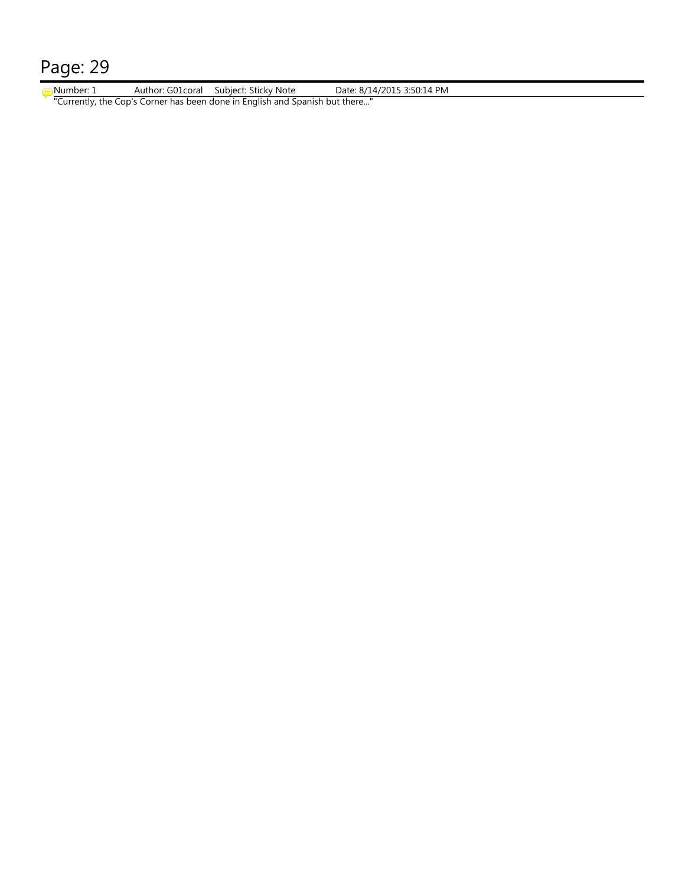# Page: 29

Number: 1 Author: G01coral Subject: Sticky Note Date: 8/14/2015 3:50:14 PM

"Currently, the Cop's Corner has been done in English and Spanish but there..."